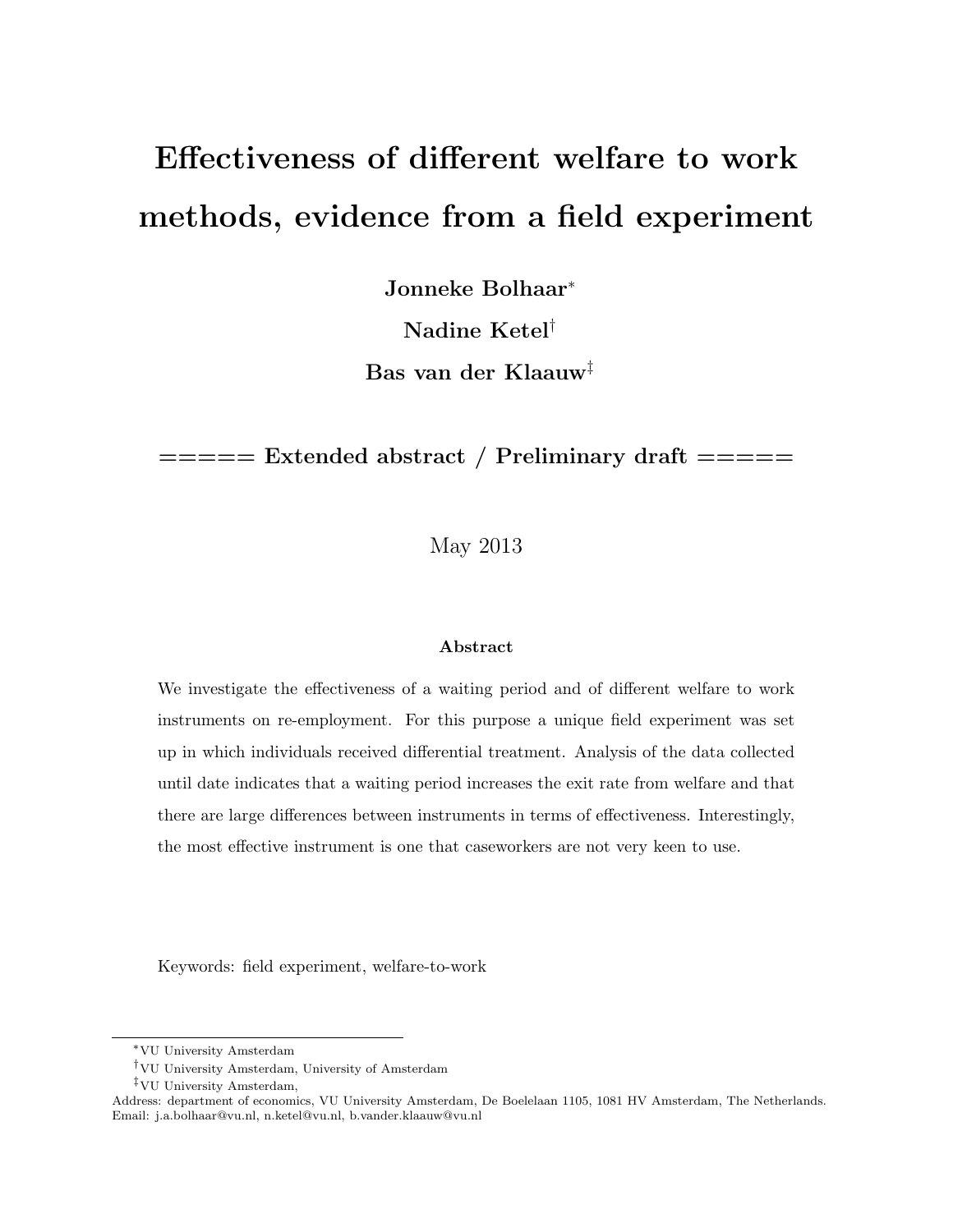# Effectiveness of different welfare to work methods, evidence from a field experiment

**Jonneke Bolhaar***

**Nadine Ketel†**

**Bas van der Klaauw‡**

**===== Extended abstract / Preliminary draft =====**

May 2013

### Abstract

We investigate the effectiveness of a waiting period and of different welfare to work instruments on re-employment. For this purpose a unique field experiment was set up in which individuals received differential treatment. Analysis of the data collected until date indicates that a waiting period increases the exit rate from welfare and that there are large differences between instruments in terms of effectiveness. Interestingly, the most effective instrument is one that caseworkers are not very keen to use.

Keywords: field experiment, welfare-to-work

---

*VU University Amsterdam

†VU University Amsterdam, University of Amsterdam

‡VU University Amsterdam,

Address: department of economics, VU University Amsterdam, De Boelelaan 1105, 1081 HV Amsterdam, The Netherlands.
Email: j.a.bolhaar@vu.nl, n.ketel@vu.nl, b.vander.klaauw@vu.nl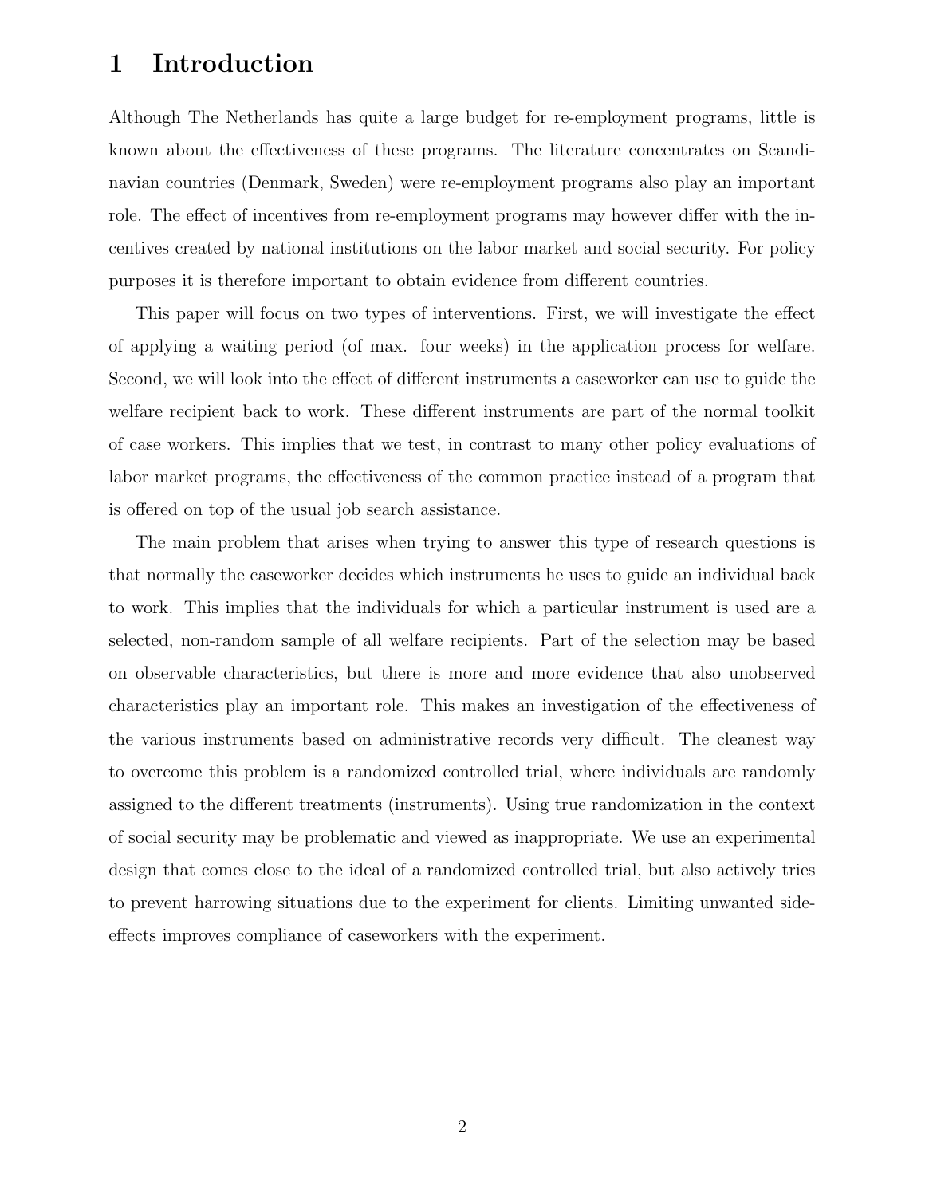# 1 Introduction

Although The Netherlands has quite a large budget for re-employment programs, little is known about the effectiveness of these programs. The literature concentrates on Scandinavian countries (Denmark, Sweden) were re-employment programs also play an important role. The effect of incentives from re-employment programs may however differ with the incentives created by national institutions on the labor market and social security. For policy purposes it is therefore important to obtain evidence from different countries.

This paper will focus on two types of interventions. First, we will investigate the effect of applying a waiting period (of max. four weeks) in the application process for welfare. Second, we will look into the effect of different instruments a caseworker can use to guide the welfare recipient back to work. These different instruments are part of the normal toolkit of case workers. This implies that we test, in contrast to many other policy evaluations of labor market programs, the effectiveness of the common practice instead of a program that is offered on top of the usual job search assistance.

The main problem that arises when trying to answer this type of research questions is that normally the caseworker decides which instruments he uses to guide an individual back to work. This implies that the individuals for which a particular instrument is used are a selected, non-random sample of all welfare recipients. Part of the selection may be based on observable characteristics, but there is more and more evidence that also unobserved characteristics play an important role. This makes an investigation of the effectiveness of the various instruments based on administrative records very difficult. The cleanest way to overcome this problem is a randomized controlled trial, where individuals are randomly assigned to the different treatments (instruments). Using true randomization in the context of social security may be problematic and viewed as inappropriate. We use an experimental design that comes close to the ideal of a randomized controlled trial, but also actively tries to prevent harrowing situations due to the experiment for clients. Limiting unwanted side-effects improves compliance of caseworkers with the experiment.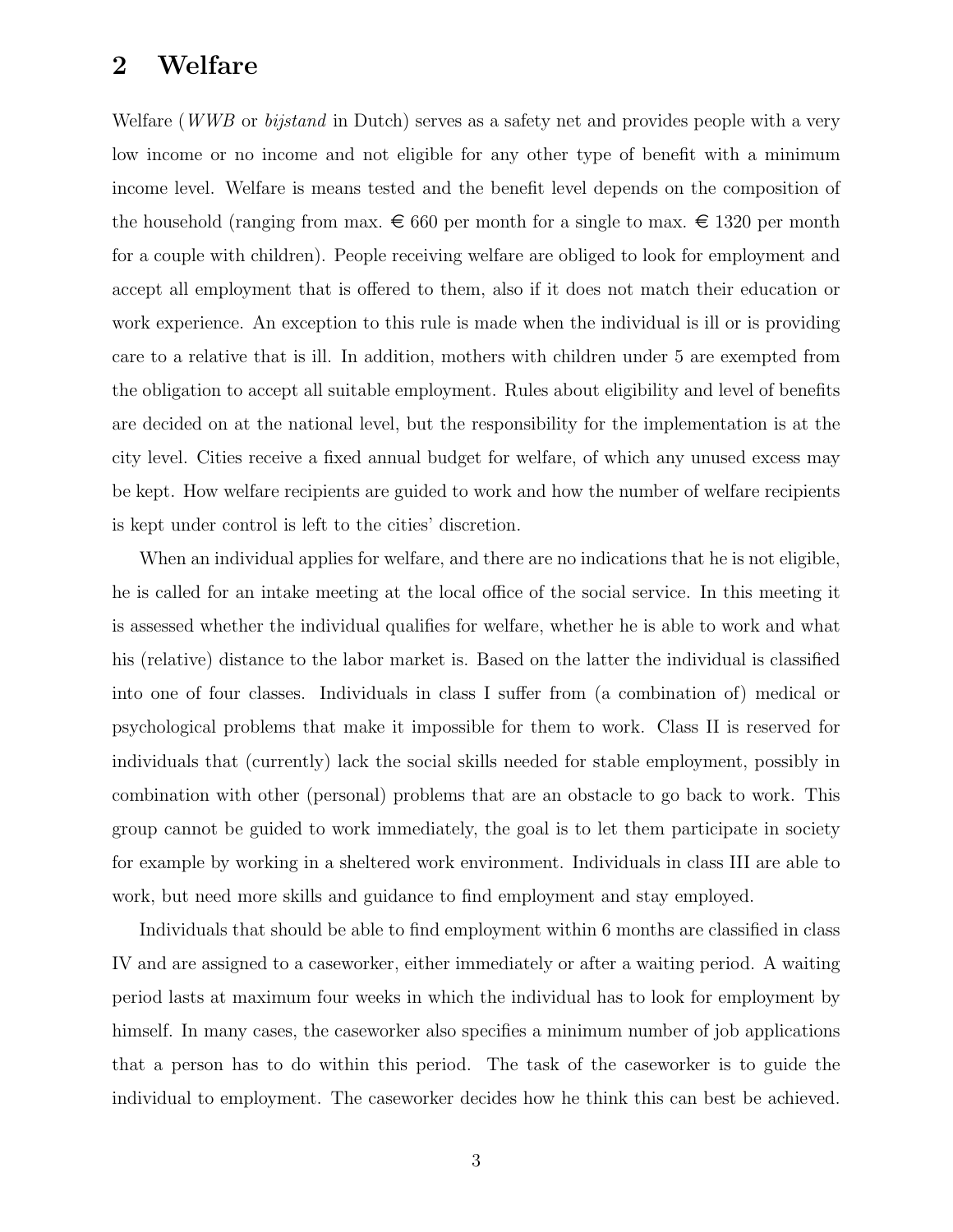## 2 Welfare

Welfare (*WWB* or *bijstand* in Dutch) serves as a safety net and provides people with a very low income or no income and not eligible for any other type of benefit with a minimum income level. Welfare is means tested and the benefit level depends on the composition of the household (ranging from max. € 660 per month for a single to max. € 1320 per month for a couple with children). People receiving welfare are obliged to look for employment and accept all employment that is offered to them, also if it does not match their education or work experience. An exception to this rule is made when the individual is ill or is providing care to a relative that is ill. In addition, mothers with children under 5 are exempted from the obligation to accept all suitable employment. Rules about eligibility and level of benefits are decided on at the national level, but the responsibility for the implementation is at the city level. Cities receive a fixed annual budget for welfare, of which any unused excess may be kept. How welfare recipients are guided to work and how the number of welfare recipients is kept under control is left to the cities' discretion.

When an individual applies for welfare, and there are no indications that he is not eligible, he is called for an intake meeting at the local office of the social service. In this meeting it is assessed whether the individual qualifies for welfare, whether he is able to work and what his (relative) distance to the labor market is. Based on the latter the individual is classified into one of four classes. Individuals in class I suffer from (a combination of) medical or psychological problems that make it impossible for them to work. Class II is reserved for individuals that (currently) lack the social skills needed for stable employment, possibly in combination with other (personal) problems that are an obstacle to go back to work. This group cannot be guided to work immediately, the goal is to let them participate in society for example by working in a sheltered work environment. Individuals in class III are able to work, but need more skills and guidance to find employment and stay employed.

Individuals that should be able to find employment within 6 months are classified in class IV and are assigned to a caseworker, either immediately or after a waiting period. A waiting period lasts at maximum four weeks in which the individual has to look for employment by himself. In many cases, the caseworker also specifies a minimum number of job applications that a person has to do within this period. The task of the caseworker is to guide the individual to employment. The caseworker decides how he think this can best be achieved.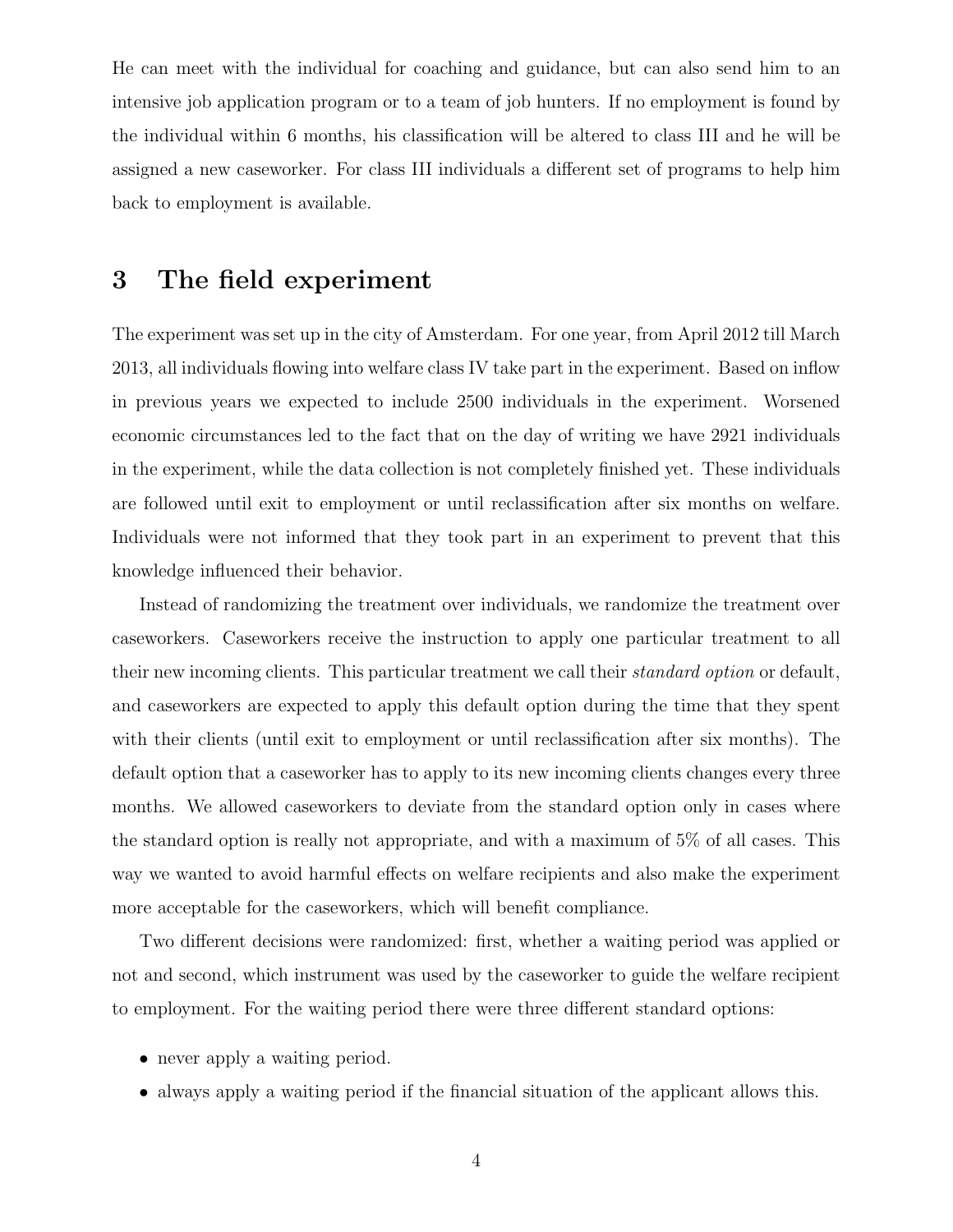He can meet with the individual for coaching and guidance, but can also send him to an intensive job application program or to a team of job hunters. If no employment is found by the individual within 6 months, his classification will be altered to class III and he will be assigned a new caseworker. For class III individuals a different set of programs to help him back to employment is available.

## 3 The field experiment

The experiment was set up in the city of Amsterdam. For one year, from April 2012 till March 2013, all individuals flowing into welfare class IV take part in the experiment. Based on inflow in previous years we expected to include 2500 individuals in the experiment. Worsened economic circumstances led to the fact that on the day of writing we have 2921 individuals in the experiment, while the data collection is not completely finished yet. These individuals are followed until exit to employment or until reclassification after six months on welfare. Individuals were not informed that they took part in an experiment to prevent that this knowledge influenced their behavior.

Instead of randomizing the treatment over individuals, we randomize the treatment over caseworkers. Caseworkers receive the instruction to apply one particular treatment to all their new incoming clients. This particular treatment we call their *standard option* or default, and caseworkers are expected to apply this default option during the time that they spent with their clients (until exit to employment or until reclassification after six months). The default option that a caseworker has to apply to its new incoming clients changes every three months. We allowed caseworkers to deviate from the standard option only in cases where the standard option is really not appropriate, and with a maximum of 5% of all cases. This way we wanted to avoid harmful effects on welfare recipients and also make the experiment more acceptable for the caseworkers, which will benefit compliance.

Two different decisions were randomized: first, whether a waiting period was applied or not and second, which instrument was used by the caseworker to guide the welfare recipient to employment. For the waiting period there were three different standard options:

- never apply a waiting period.
- always apply a waiting period if the financial situation of the applicant allows this.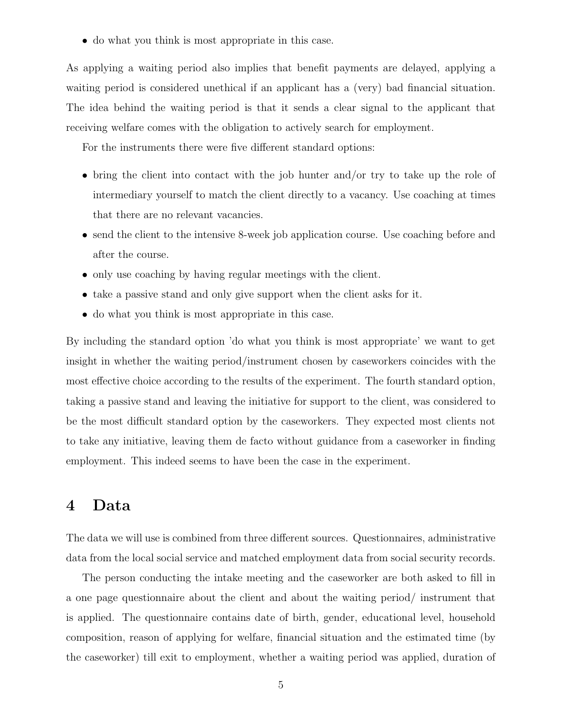- do what you think is most appropriate in this case.

As applying a waiting period also implies that benefit payments are delayed, applying a waiting period is considered unethical if an applicant has a (very) bad financial situation. The idea behind the waiting period is that it sends a clear signal to the applicant that receiving welfare comes with the obligation to actively search for employment.

For the instruments there were five different standard options:

- bring the client into contact with the job hunter and/or try to take up the role of intermediary yourself to match the client directly to a vacancy. Use coaching at times that there are no relevant vacancies.
- send the client to the intensive 8-week job application course. Use coaching before and after the course.
- only use coaching by having regular meetings with the client.
- take a passive stand and only give support when the client asks for it.
- do what you think is most appropriate in this case.

By including the standard option 'do what you think is most appropriate' we want to get insight in whether the waiting period/instrument chosen by caseworkers coincides with the most effective choice according to the results of the experiment. The fourth standard option, taking a passive stand and leaving the initiative for support to the client, was considered to be the most difficult standard option by the caseworkers. They expected most clients not to take any initiative, leaving them de facto without guidance from a caseworker in finding employment. This indeed seems to have been the case in the experiment.

# 4 Data

The data we will use is combined from three different sources. Questionnaires, administrative data from the local social service and matched employment data from social security records.

The person conducting the intake meeting and the caseworker are both asked to fill in a one page questionnaire about the client and about the waiting period/ instrument that is applied. The questionnaire contains date of birth, gender, educational level, household composition, reason of applying for welfare, financial situation and the estimated time (by the caseworker) till exit to employment, whether a waiting period was applied, duration of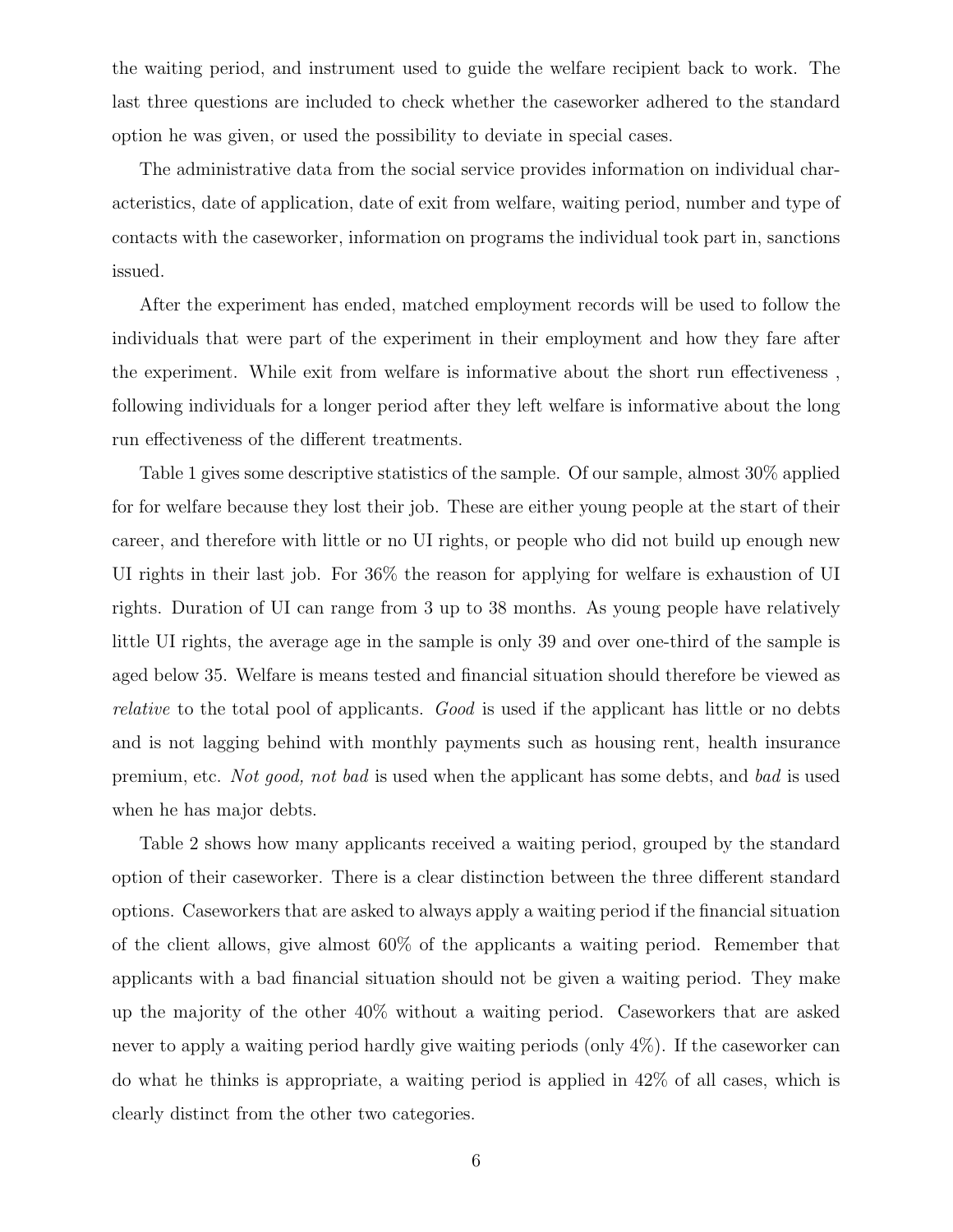the waiting period, and instrument used to guide the welfare recipient back to work. The last three questions are included to check whether the caseworker adhered to the standard option he was given, or used the possibility to deviate in special cases.

The administrative data from the social service provides information on individual characteristics, date of application, date of exit from welfare, waiting period, number and type of contacts with the caseworker, information on programs the individual took part in, sanctions issued.

After the experiment has ended, matched employment records will be used to follow the individuals that were part of the experiment in their employment and how they fare after the experiment. While exit from welfare is informative about the short run effectiveness , following individuals for a longer period after they left welfare is informative about the long run effectiveness of the different treatments.

Table 1 gives some descriptive statistics of the sample. Of our sample, almost 30% applied for for welfare because they lost their job. These are either young people at the start of their career, and therefore with little or no UI rights, or people who did not build up enough new UI rights in their last job. For 36% the reason for applying for welfare is exhaustion of UI rights. Duration of UI can range from 3 up to 38 months. As young people have relatively little UI rights, the average age in the sample is only 39 and over one-third of the sample is aged below 35. Welfare is means tested and financial situation should therefore be viewed as *relative* to the total pool of applicants. *Good* is used if the applicant has little or no debts and is not lagging behind with monthly payments such as housing rent, health insurance premium, etc. *Not good, not bad* is used when the applicant has some debts, and *bad* is used when he has major debts.

Table 2 shows how many applicants received a waiting period, grouped by the standard option of their caseworker. There is a clear distinction between the three different standard options. Caseworkers that are asked to always apply a waiting period if the financial situation of the client allows, give almost 60% of the applicants a waiting period. Remember that applicants with a bad financial situation should not be given a waiting period. They make up the majority of the other 40% without a waiting period. Caseworkers that are asked never to apply a waiting period hardly give waiting periods (only 4%). If the caseworker can do what he thinks is appropriate, a waiting period is applied in 42% of all cases, which is clearly distinct from the other two categories.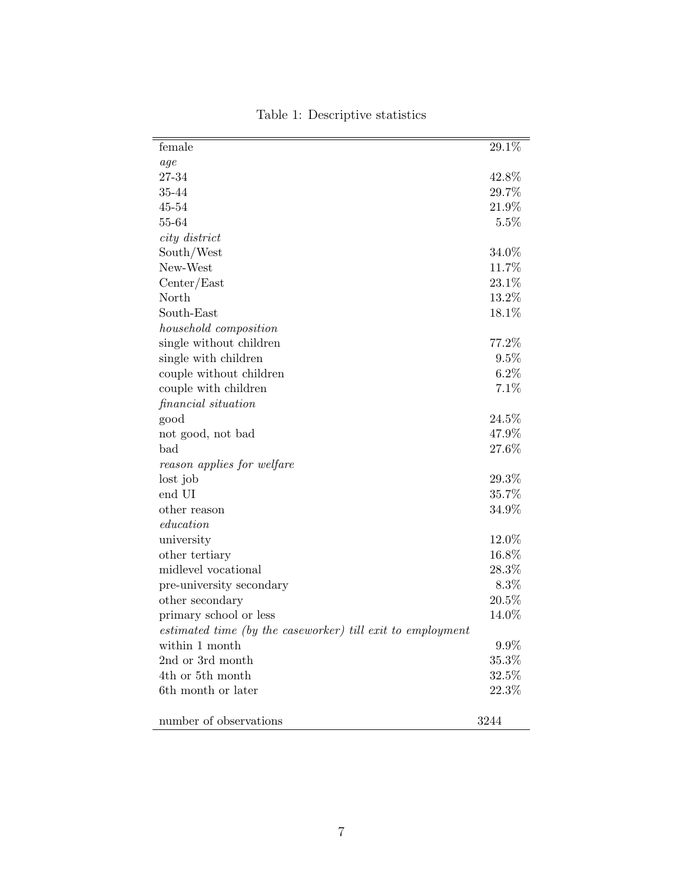Table 1: Descriptive statistics

| | |
|---|---|
| female | 29.1% |
| *age* | |
| 27-34 | 42.8% |
| 35-44 | 29.7% |
| 45-54 | 21.9% |
| 55-64 | 5.5% |
| *city district* | |
| South/West | 34.0% |
| New-West | 11.7% |
| Center/East | 23.1% |
| North | 13.2% |
| South-East | 18.1% |
| *household composition* | |
| single without children | 77.2% |
| single with children | 9.5% |
| couple without children | 6.2% |
| couple with children | 7.1% |
| *financial situation* | |
| good | 24.5% |
| not good, not bad | 47.9% |
| bad | 27.6% |
| *reason applies for welfare* | |
| lost job | 29.3% |
| end UI | 35.7% |
| other reason | 34.9% |
| *education* | |
| university | 12.0% |
| other tertiary | 16.8% |
| midlevel vocational | 28.3% |
| pre-university secondary | 8.3% |
| other secondary | 20.5% |
| primary school or less | 14.0% |
| *estimated time (by the caseworker) till exit to employment* | |
| within 1 month | 9.9% |
| 2nd or 3rd month | 35.3% |
| 4th or 5th month | 32.5% |
| 6th month or later | 22.3% |
| | |
| number of observations | 3244 |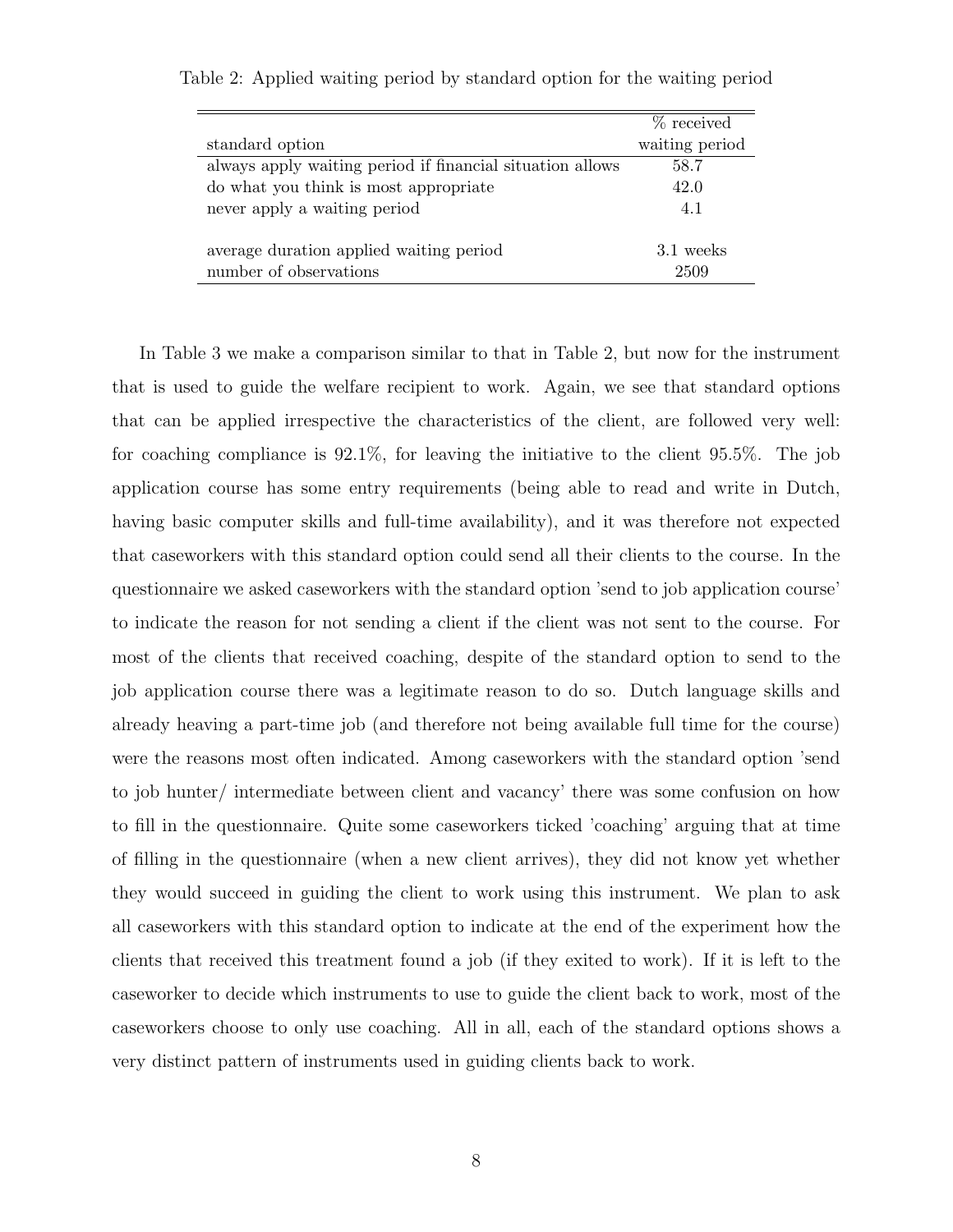Table 2: Applied waiting period by standard option for the waiting period

| standard option | % received waiting period |
|---|---|
| always apply waiting period if financial situation allows | 58.7 |
| do what you think is most appropriate | 42.0 |
| never apply a waiting period | 4.1 |
| | |
| average duration applied waiting period | 3.1 weeks |
| number of observations | 2509 |

In Table 3 we make a comparison similar to that in Table 2, but now for the instrument that is used to guide the welfare recipient to work. Again, we see that standard options that can be applied irrespective the characteristics of the client, are followed very well: for coaching compliance is 92.1%, for leaving the initiative to the client 95.5%. The job application course has some entry requirements (being able to read and write in Dutch, having basic computer skills and full-time availability), and it was therefore not expected that caseworkers with this standard option could send all their clients to the course. In the questionnaire we asked caseworkers with the standard option 'send to job application course' to indicate the reason for not sending a client if the client was not sent to the course. For most of the clients that received coaching, despite of the standard option to send to the job application course there was a legitimate reason to do so. Dutch language skills and already heaving a part-time job (and therefore not being available full time for the course) were the reasons most often indicated. Among caseworkers with the standard option 'send to job hunter/ intermediate between client and vacancy' there was some confusion on how to fill in the questionnaire. Quite some caseworkers ticked 'coaching' arguing that at time of filling in the questionnaire (when a new client arrives), they did not know yet whether they would succeed in guiding the client to work using this instrument. We plan to ask all caseworkers with this standard option to indicate at the end of the experiment how the clients that received this treatment found a job (if they exited to work). If it is left to the caseworker to decide which instruments to use to guide the client back to work, most of the caseworkers choose to only use coaching. All in all, each of the standard options shows a very distinct pattern of instruments used in guiding clients back to work.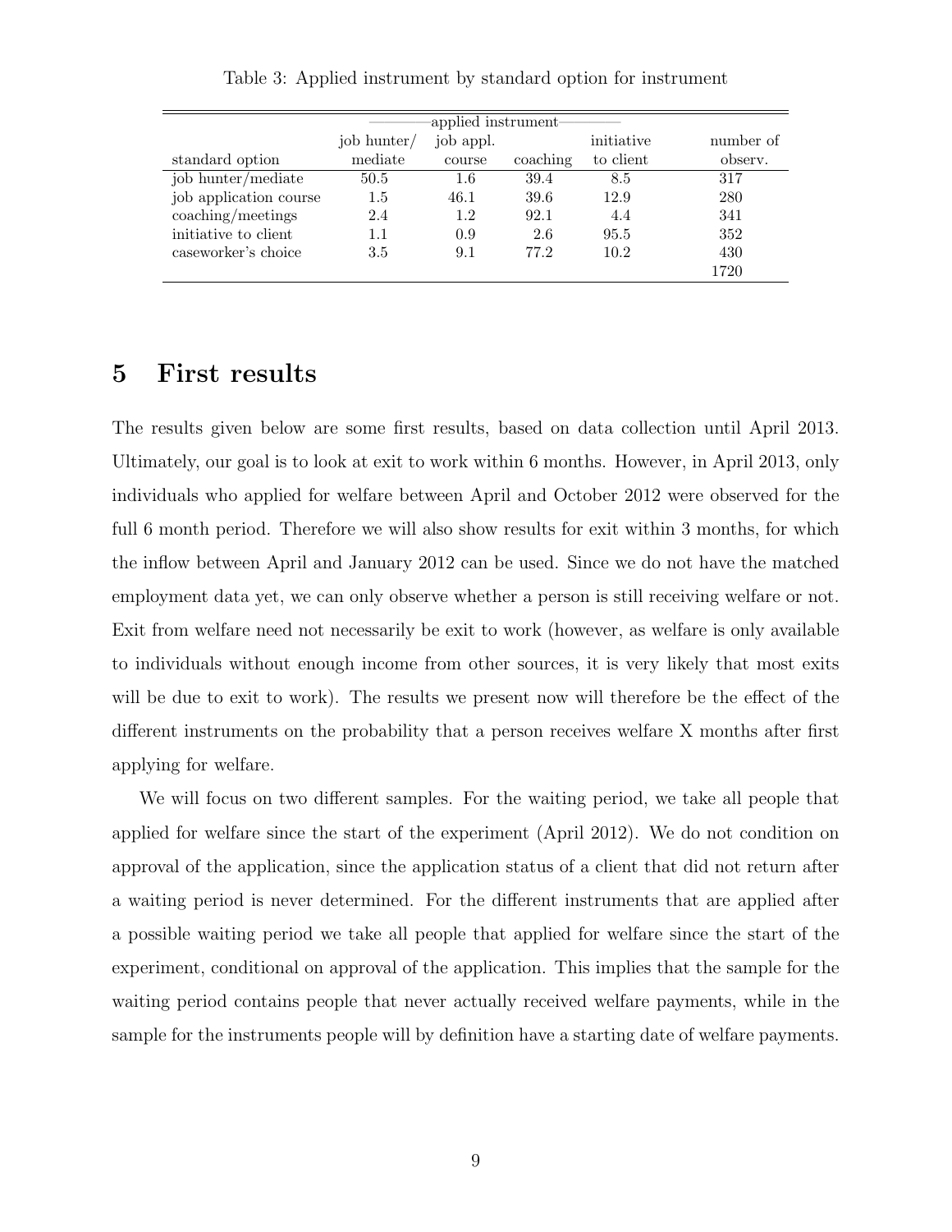Table 3: Applied instrument by standard option for instrument

| | applied instrument | | | | |
|---|---|---|---|---|---|
| standard option | job hunter/ mediate | job appl. course | coaching | initiative to client | number of observ. |
| job hunter/mediate | 50.5 | 1.6 | 39.4 | 8.5 | 317 |
| job application course | 1.5 | 46.1 | 39.6 | 12.9 | 280 |
| coaching/meetings | 2.4 | 1.2 | 92.1 | 4.4 | 341 |
| initiative to client | 1.1 | 0.9 | 2.6 | 95.5 | 352 |
| caseworker's choice | 3.5 | 9.1 | 77.2 | 10.2 | 430 |
| | | | | | 1720 |

# 5 First results

The results given below are some first results, based on data collection until April 2013. Ultimately, our goal is to look at exit to work within 6 months. However, in April 2013, only individuals who applied for welfare between April and October 2012 were observed for the full 6 month period. Therefore we will also show results for exit within 3 months, for which the inflow between April and January 2012 can be used. Since we do not have the matched employment data yet, we can only observe whether a person is still receiving welfare or not. Exit from welfare need not necessarily be exit to work (however, as welfare is only available to individuals without enough income from other sources, it is very likely that most exits will be due to exit to work). The results we present now will therefore be the effect of the different instruments on the probability that a person receives welfare X months after first applying for welfare.

We will focus on two different samples. For the waiting period, we take all people that applied for welfare since the start of the experiment (April 2012). We do not condition on approval of the application, since the application status of a client that did not return after a waiting period is never determined. For the different instruments that are applied after a possible waiting period we take all people that applied for welfare since the start of the experiment, conditional on approval of the application. This implies that the sample for the waiting period contains people that never actually received welfare payments, while in the sample for the instruments people will by definition have a starting date of welfare payments.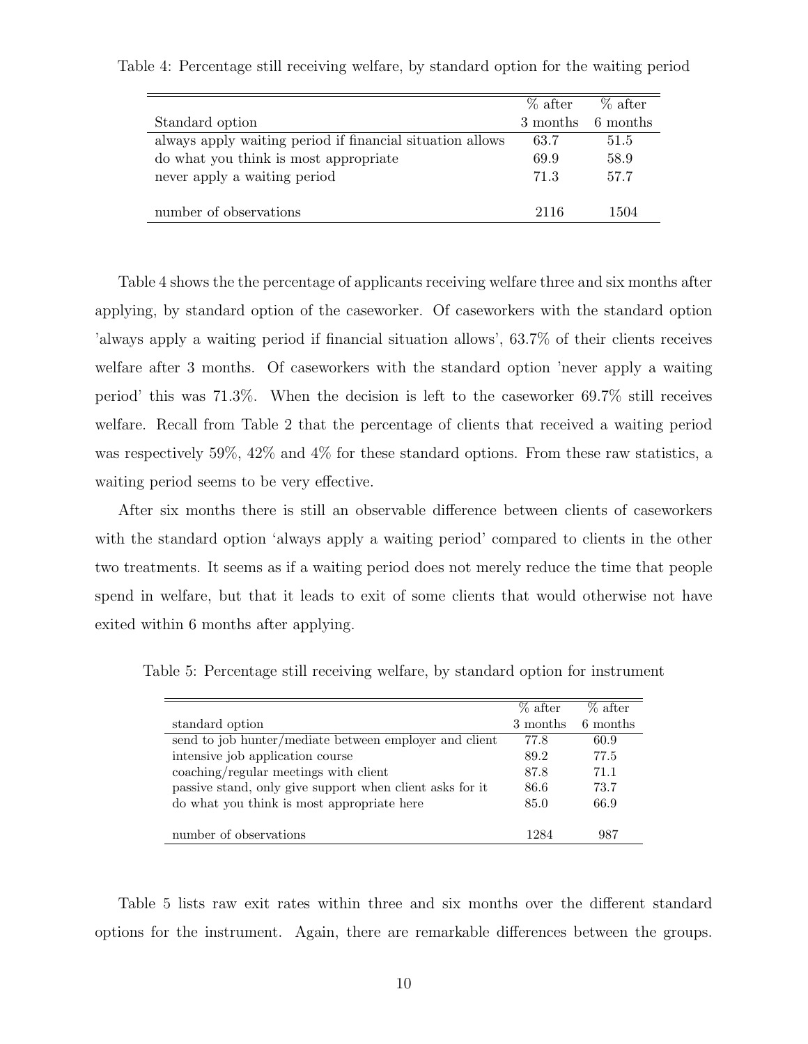Table 4: Percentage still receiving welfare, by standard option for the waiting period

| Standard option | % after 3 months | % after 6 months |
|---|---|---|
| always apply waiting period if financial situation allows | 63.7 | 51.5 |
| do what you think is most appropriate | 69.9 | 58.9 |
| never apply a waiting period | 71.3 | 57.7 |
| | | |
| number of observations | 2116 | 1504 |

Table 4 shows the the percentage of applicants receiving welfare three and six months after applying, by standard option of the caseworker. Of caseworkers with the standard option 'always apply a waiting period if financial situation allows', 63.7% of their clients receives welfare after 3 months. Of caseworkers with the standard option 'never apply a waiting period' this was 71.3%. When the decision is left to the caseworker 69.7% still receives welfare. Recall from Table 2 that the percentage of clients that received a waiting period was respectively 59%, 42% and 4% for these standard options. From these raw statistics, a waiting period seems to be very effective.

After six months there is still an observable difference between clients of caseworkers with the standard option 'always apply a waiting period' compared to clients in the other two treatments. It seems as if a waiting period does not merely reduce the time that people spend in welfare, but that it leads to exit of some clients that would otherwise not have exited within 6 months after applying.

Table 5: Percentage still receiving welfare, by standard option for instrument

| standard option | % after 3 months | % after 6 months |
|---|---|---|
| send to job hunter/mediate between employer and client | 77.8 | 60.9 |
| intensive job application course | 89.2 | 77.5 |
| coaching/regular meetings with client | 87.8 | 71.1 |
| passive stand, only give support when client asks for it | 86.6 | 73.7 |
| do what you think is most appropriate here | 85.0 | 66.9 |
| | | |
| number of observations | 1284 | 987 |

Table 5 lists raw exit rates within three and six months over the different standard options for the instrument. Again, there are remarkable differences between the groups.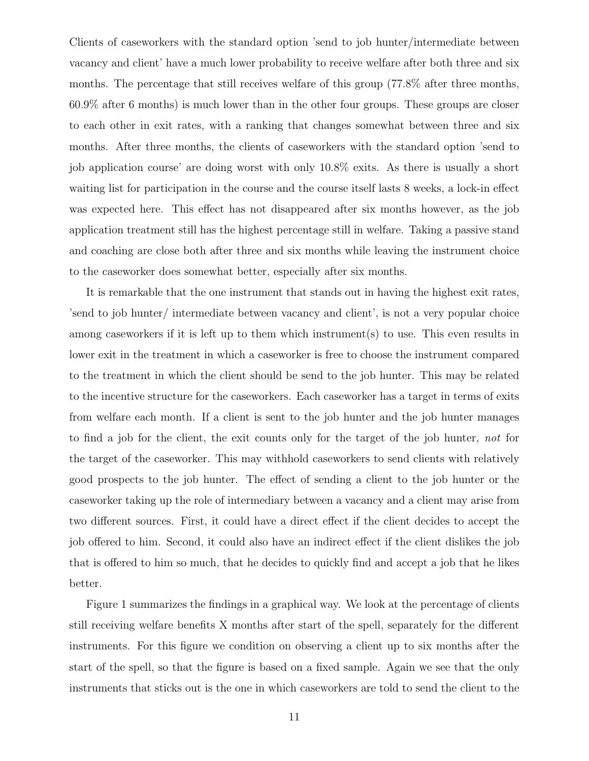Clients of caseworkers with the standard option 'send to job hunter/intermediate between vacancy and client' have a much lower probability to receive welfare after both three and six months. The percentage that still receives welfare of this group (77.8% after three months, 60.9% after 6 months) is much lower than in the other four groups. These groups are closer to each other in exit rates, with a ranking that changes somewhat between three and six months. After three months, the clients of caseworkers with the standard option 'send to job application course' are doing worst with only 10.8% exits. As there is usually a short waiting list for participation in the course and the course itself lasts 8 weeks, a lock-in effect was expected here. This effect has not disappeared after six months however, as the job application treatment still has the highest percentage still in welfare. Taking a passive stand and coaching are close both after three and six months while leaving the instrument choice to the caseworker does somewhat better, especially after six months.

It is remarkable that the one instrument that stands out in having the highest exit rates, 'send to job hunter/ intermediate between vacancy and client', is not a very popular choice among caseworkers if it is left up to them which instrument(s) to use. This even results in lower exit in the treatment in which a caseworker is free to choose the instrument compared to the treatment in which the client should be send to the job hunter. This may be related to the incentive structure for the caseworkers. Each caseworker has a target in terms of exits from welfare each month. If a client is sent to the job hunter and the job hunter manages to find a job for the client, the exit counts only for the target of the job hunter, *not* for the target of the caseworker. This may withhold caseworkers to send clients with relatively good prospects to the job hunter. The effect of sending a client to the job hunter or the caseworker taking up the role of intermediary between a vacancy and a client may arise from two different sources. First, it could have a direct effect if the client decides to accept the job offered to him. Second, it could also have an indirect effect if the client dislikes the job that is offered to him so much, that he decides to quickly find and accept a job that he likes better.

Figure 1 summarizes the findings in a graphical way. We look at the percentage of clients still receiving welfare benefits X months after start of the spell, separately for the different instruments. For this figure we condition on observing a client up to six months after the start of the spell, so that the figure is based on a fixed sample. Again we see that the only instruments that sticks out is the one in which caseworkers are told to send the client to the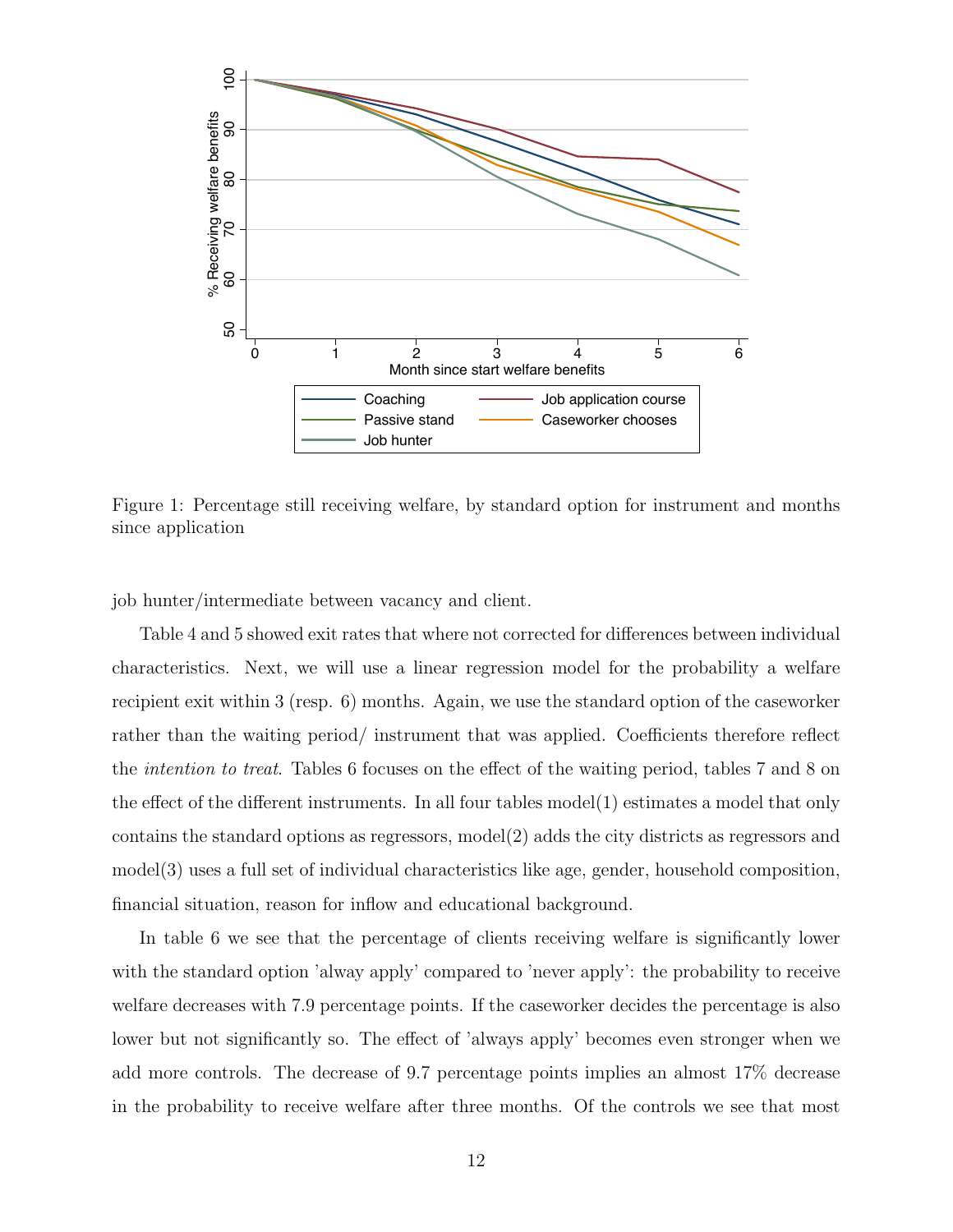Figure 1: Percentage still receiving welfare, by standard option for instrument and months since application

job hunter/intermediate between vacancy and client.

Table 4 and 5 showed exit rates that where not corrected for differences between individual characteristics. Next, we will use a linear regression model for the probability a welfare recipient exit within 3 (resp. 6) months. Again, we use the standard option of the caseworker rather than the waiting period/ instrument that was applied. Coefficients therefore reflect the *intention to treat*. Tables 6 focuses on the effect of the waiting period, tables 7 and 8 on the effect of the different instruments. In all four tables model(1) estimates a model that only contains the standard options as regressors, model(2) adds the city districts as regressors and model(3) uses a full set of individual characteristics like age, gender, household composition, financial situation, reason for inflow and educational background.

In table 6 we see that the percentage of clients receiving welfare is significantly lower with the standard option 'alway apply' compared to 'never apply': the probability to receive welfare decreases with 7.9 percentage points. If the caseworker decides the percentage is also lower but not significantly so. The effect of 'always apply' becomes even stronger when we add more controls. The decrease of 9.7 percentage points implies an almost 17% decrease in the probability to receive welfare after three months. Of the controls we see that most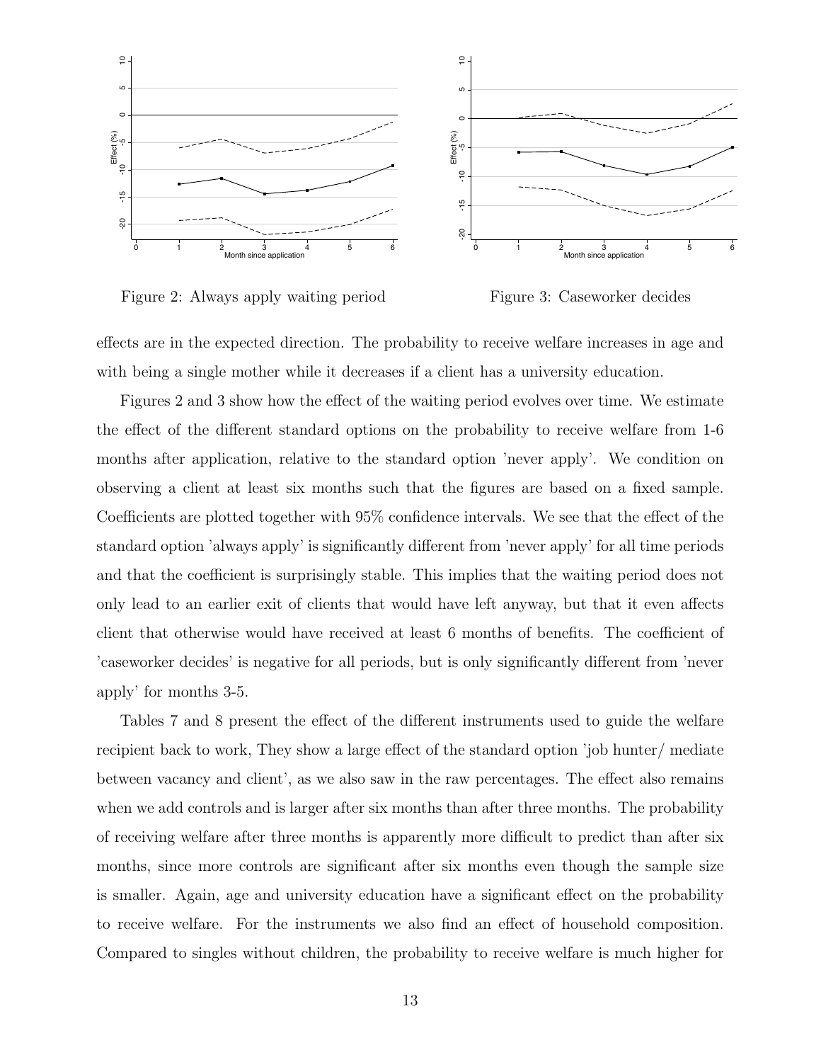Figure 2: Always apply waiting period

Figure 3: Caseworker decides

effects are in the expected direction. The probability to receive welfare increases in age and with being a single mother while it decreases if a client has a university education.

Figures 2 and 3 show how the effect of the waiting period evolves over time. We estimate the effect of the different standard options on the probability to receive welfare from 1-6 months after application, relative to the standard option 'never apply'. We condition on observing a client at least six months such that the figures are based on a fixed sample. Coefficients are plotted together with 95% confidence intervals. We see that the effect of the standard option 'always apply' is significantly different from 'never apply' for all time periods and that the coefficient is surprisingly stable. This implies that the waiting period does not only lead to an earlier exit of clients that would have left anyway, but that it even affects client that otherwise would have received at least 6 months of benefits. The coefficient of 'caseworker decides' is negative for all periods, but is only significantly different from 'never apply' for months 3-5.

Tables 7 and 8 present the effect of the different instruments used to guide the welfare recipient back to work, They show a large effect of the standard option 'job hunter/ mediate between vacancy and client', as we also saw in the raw percentages. The effect also remains when we add controls and is larger after six months than after three months. The probability of receiving welfare after three months is apparently more difficult to predict than after six months, since more controls are significant after six months even though the sample size is smaller. Again, age and university education have a significant effect on the probability to receive welfare. For the instruments we also find an effect of household composition. Compared to singles without children, the probability to receive welfare is much higher for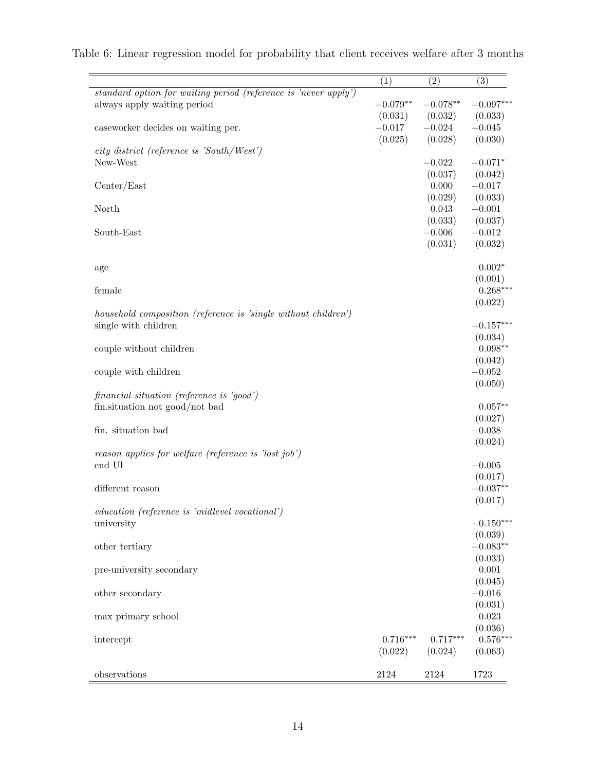Table 6: Linear regression model for probability that client receives welfare after 3 months

| | (1) | (2) | (3) |
|---|---|---|---|
| *standard option for waiting period (reference is 'never apply')* | | | |
| always apply waiting period | $-0.079^{**}$ | $-0.078^{**}$ | $-0.097^{***}$ |
| | (0.031) | (0.032) | (0.033) |
| caseworker decides on waiting per. | $-0.017$ | $-0.024$ | $-0.045$ |
| | (0.025) | (0.028) | (0.030) |
| *city district (reference is 'South/West')* | | | |
| New-West | | $-0.022$ | $-0.071^{*}$ |
| | | (0.037) | (0.042) |
| Center/East | | 0.000 | $-0.017$ |
| | | (0.029) | (0.033) |
| North | | 0.043 | $-0.001$ |
| | | (0.033) | (0.037) |
| South-East | | $-0.006$ | $-0.012$ |
| | | (0.031) | (0.032) |
| age | | | $0.002^{*}$ |
| | | | (0.001) |
| female | | | $0.268^{***}$ |
| | | | (0.022) |
| *household composition (reference is 'single without children')* | | | |
| single with children | | | $-0.157^{***}$ |
| | | | (0.034) |
| couple without children | | | $0.098^{**}$ |
| | | | (0.042) |
| couple with children | | | $-0.052$ |
| | | | (0.050) |
| *financial situation (reference is 'good')* | | | |
| fin.situation not good/not bad | | | $0.057^{**}$ |
| | | | (0.027) |
| fin. situation bad | | | $-0.038$ |
| | | | (0.024) |
| *reason applies for welfare (reference is 'lost job')* | | | |
| end UI | | | $-0.005$ |
| | | | (0.017) |
| different reason | | | $-0.037^{**}$ |
| | | | (0.017) |
| *education (reference is 'midlevel vocational')* | | | |
| university | | | $-0.150^{***}$ |
| | | | (0.039) |
| other tertiary | | | $-0.083^{**}$ |
| | | | (0.033) |
| pre-university secondary | | | 0.001 |
| | | | (0.045) |
| other secondary | | | $-0.016$ |
| | | | (0.031) |
| max primary school | | | 0.023 |
| | | | (0.036) |
| intercept | $0.716^{***}$ | $0.717^{***}$ | $0.576^{***}$ |
| | (0.022) | (0.024) | (0.063) |
| observations | 2124 | 2124 | 1723 |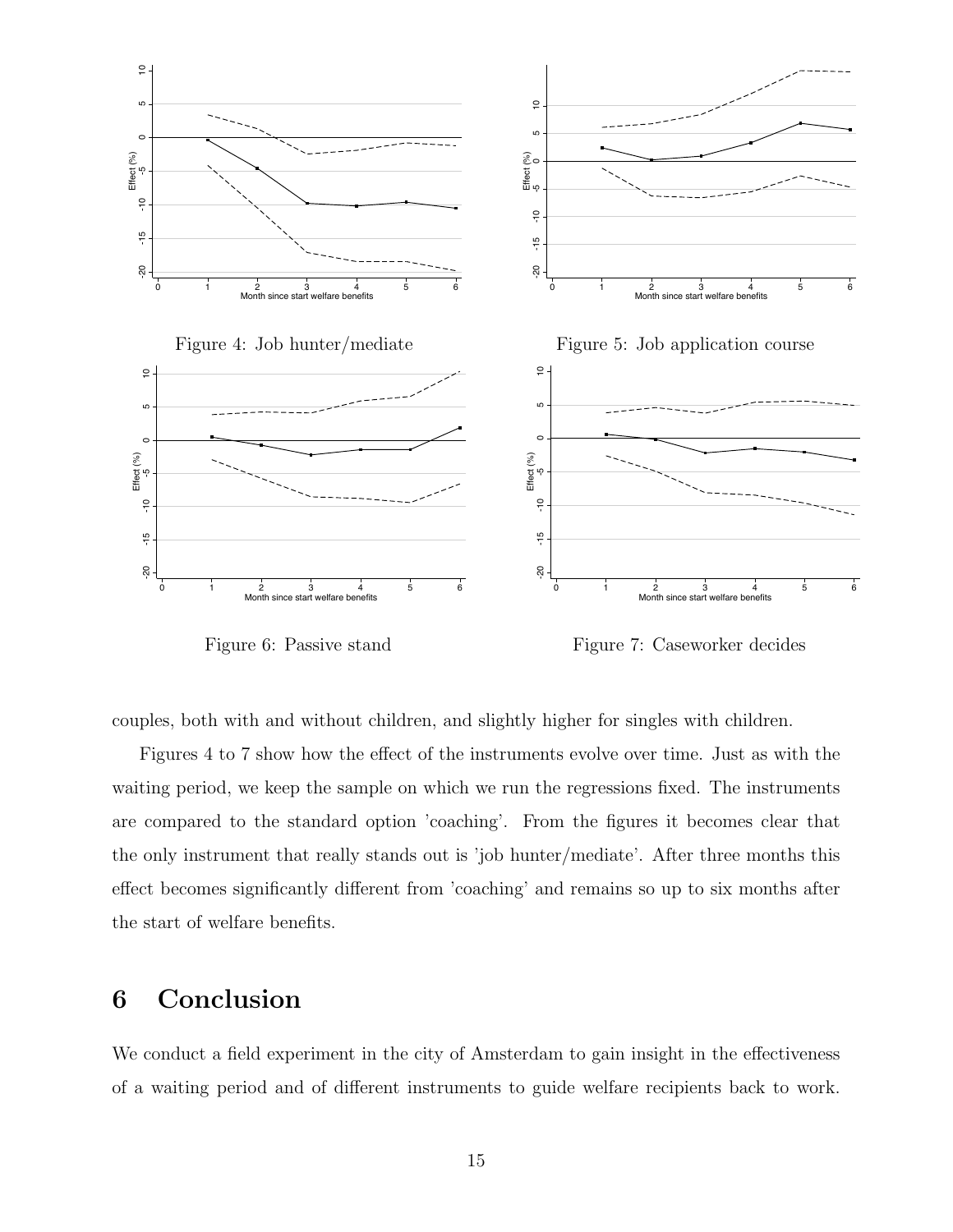Figure 4: Job hunter/mediate

Figure 5: Job application course

Figure 6: Passive stand

Figure 7: Caseworker decides

couples, both with and without children, and slightly higher for singles with children.

Figures 4 to 7 show how the effect of the instruments evolve over time. Just as with the waiting period, we keep the sample on which we run the regressions fixed. The instruments are compared to the standard option 'coaching'. From the figures it becomes clear that the only instrument that really stands out is 'job hunter/mediate'. After three months this effect becomes significantly different from 'coaching' and remains so up to six months after the start of welfare benefits.

## 6 Conclusion

We conduct a field experiment in the city of Amsterdam to gain insight in the effectiveness of a waiting period and of different instruments to guide welfare recipients back to work.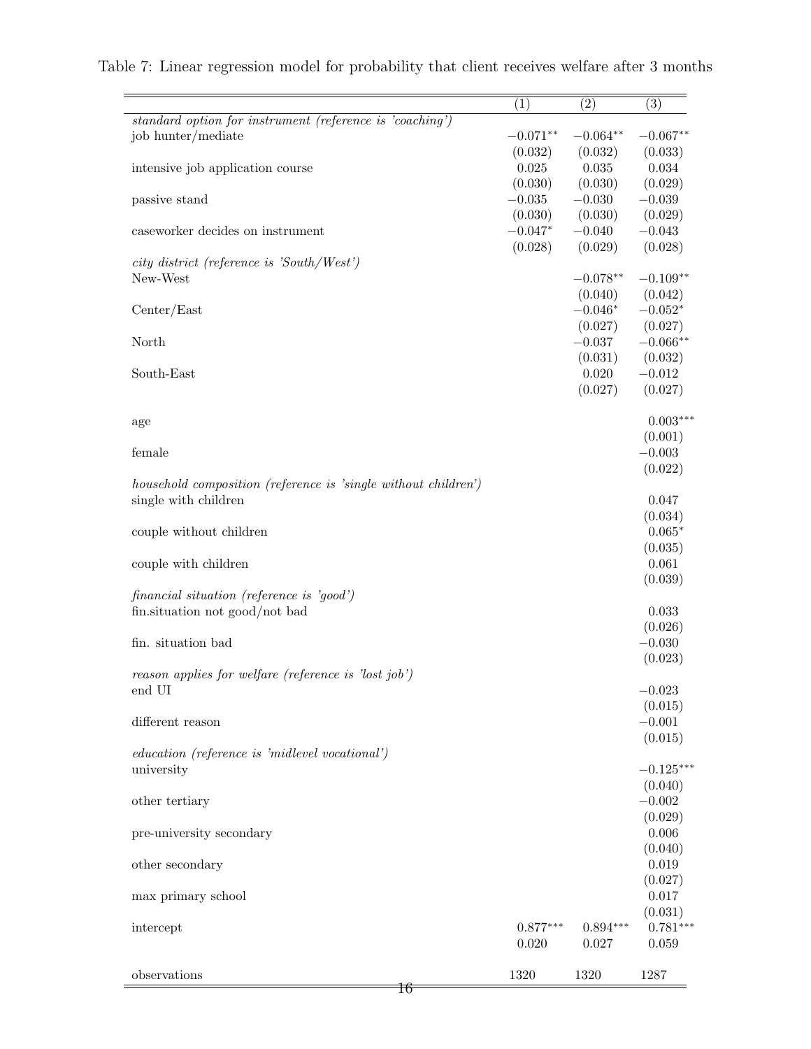Table 7: Linear regression model for probability that client receives welfare after 3 months

| | (1) | (2) | (3) |
|---|---|---|---|
| *standard option for instrument (reference is 'coaching')* | | | |
| job hunter/mediate | $-0.071^{**}$ | $-0.064^{**}$ | $-0.067^{**}$ |
| | (0.032) | (0.032) | (0.033) |
| intensive job application course | 0.025 | 0.035 | 0.034 |
| | (0.030) | (0.030) | (0.029) |
| passive stand | $-0.035$ | $-0.030$ | $-0.039$ |
| | (0.030) | (0.030) | (0.029) |
| caseworker decides on instrument | $-0.047^{*}$ | $-0.040$ | $-0.043$ |
| | (0.028) | (0.029) | (0.028) |
| *city district (reference is 'South/West')* | | | |
| New-West | | $-0.078^{**}$ | $-0.109^{**}$ |
| | | (0.040) | (0.042) |
| Center/East | | $-0.046^{*}$ | $-0.052^{*}$ |
| | | (0.027) | (0.027) |
| North | | $-0.037$ | $-0.066^{**}$ |
| | | (0.031) | (0.032) |
| South-East | | 0.020 | $-0.012$ |
| | | (0.027) | (0.027) |
| age | | | $0.003^{***}$ |
| | | | (0.001) |
| female | | | $-0.003$ |
| | | | (0.022) |
| *household composition (reference is 'single without children')* | | | |
| single with children | | | 0.047 |
| | | | (0.034) |
| couple without children | | | $0.065^{*}$ |
| | | | (0.035) |
| couple with children | | | 0.061 |
| | | | (0.039) |
| *financial situation (reference is 'good')* | | | |
| fin.situation not good/not bad | | | 0.033 |
| | | | (0.026) |
| fin. situation bad | | | $-0.030$ |
| | | | (0.023) |
| *reason applies for welfare (reference is 'lost job')* | | | |
| end UI | | | $-0.023$ |
| | | | (0.015) |
| different reason | | | $-0.001$ |
| | | | (0.015) |
| *education (reference is 'midlevel vocational')* | | | |
| university | | | $-0.125^{***}$ |
| | | | (0.040) |
| other tertiary | | | $-0.002$ |
| | | | (0.029) |
| pre-university secondary | | | 0.006 |
| | | | (0.040) |
| other secondary | | | 0.019 |
| | | | (0.027) |
| max primary school | | | 0.017 |
| | | | (0.031) |
| intercept | $0.877^{***}$ | $0.894^{***}$ | $0.781^{***}$ |
| | 0.020 | 0.027 | 0.059 |
| observations | 1320 | 1320 | 1287 |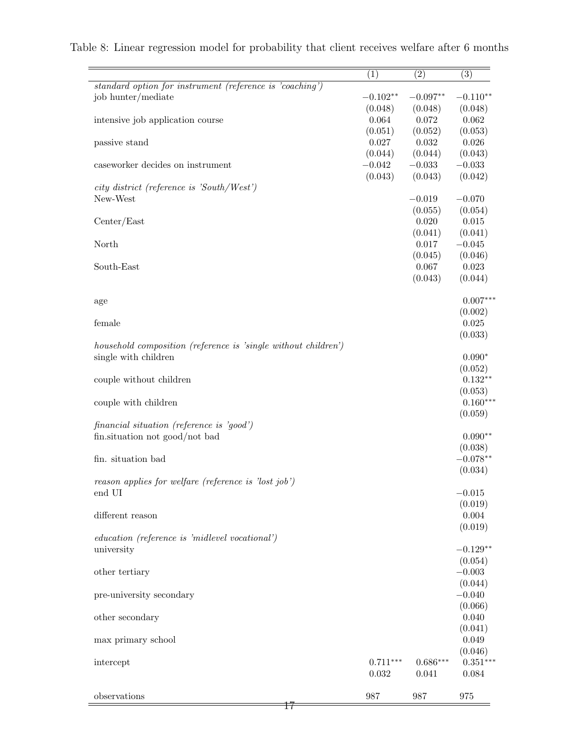Table 8: Linear regression model for probability that client receives welfare after 6 months

| | (1) | (2) | (3) |
|---|---|---|---|
| *standard option for instrument (reference is 'coaching')* | | | |
| job hunter/mediate | $-0.102^{**}$ | $-0.097^{**}$ | $-0.110^{**}$ |
| | (0.048) | (0.048) | (0.048) |
| intensive job application course | 0.064 | 0.072 | 0.062 |
| | (0.051) | (0.052) | (0.053) |
| passive stand | 0.027 | 0.032 | 0.026 |
| | (0.044) | (0.044) | (0.043) |
| caseworker decides on instrument | $-0.042$ | $-0.033$ | $-0.033$ |
| | (0.043) | (0.043) | (0.042) |
| *city district (reference is 'South/West')* | | | |
| New-West | | $-0.019$ | $-0.070$ |
| | | (0.055) | (0.054) |
| Center/East | | 0.020 | 0.015 |
| | | (0.041) | (0.041) |
| North | | 0.017 | $-0.045$ |
| | | (0.045) | (0.046) |
| South-East | | 0.067 | 0.023 |
| | | (0.043) | (0.044) |
| age | | | $0.007^{***}$ |
| | | | (0.002) |
| female | | | 0.025 |
| | | | (0.033) |
| *household composition (reference is 'single without children')* | | | |
| single with children | | | $0.090^{*}$ |
| | | | (0.052) |
| couple without children | | | $0.132^{**}$ |
| | | | (0.053) |
| couple with children | | | $0.160^{***}$ |
| | | | (0.059) |
| *financial situation (reference is 'good')* | | | |
| fin.situation not good/not bad | | | $0.090^{**}$ |
| | | | (0.038) |
| fin. situation bad | | | $-0.078^{**}$ |
| | | | (0.034) |
| *reason applies for welfare (reference is 'lost job')* | | | |
| end UI | | | $-0.015$ |
| | | | (0.019) |
| different reason | | | 0.004 |
| | | | (0.019) |
| *education (reference is 'midlevel vocational')* | | | |
| university | | | $-0.129^{**}$ |
| | | | (0.054) |
| other tertiary | | | $-0.003$ |
| | | | (0.044) |
| pre-university secondary | | | $-0.040$ |
| | | | (0.066) |
| other secondary | | | 0.040 |
| | | | (0.041) |
| max primary school | | | 0.049 |
| | | | (0.046) |
| intercept | $0.711^{***}$ | $0.686^{***}$ | $0.351^{***}$ |
| | 0.032 | 0.041 | 0.084 |
| observations | 987 | 987 | 975 |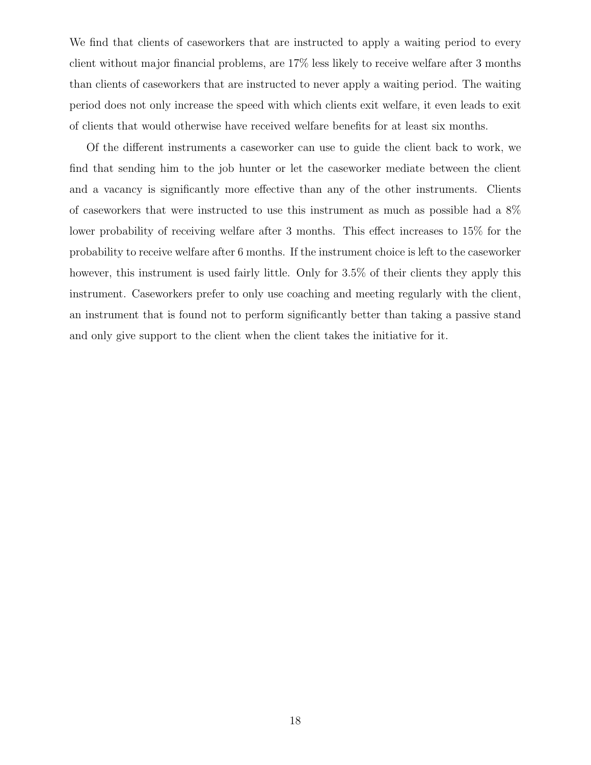We find that clients of caseworkers that are instructed to apply a waiting period to every client without major financial problems, are 17% less likely to receive welfare after 3 months than clients of caseworkers that are instructed to never apply a waiting period. The waiting period does not only increase the speed with which clients exit welfare, it even leads to exit of clients that would otherwise have received welfare benefits for at least six months.

Of the different instruments a caseworker can use to guide the client back to work, we find that sending him to the job hunter or let the caseworker mediate between the client and a vacancy is significantly more effective than any of the other instruments. Clients of caseworkers that were instructed to use this instrument as much as possible had a 8% lower probability of receiving welfare after 3 months. This effect increases to 15% for the probability to receive welfare after 6 months. If the instrument choice is left to the caseworker however, this instrument is used fairly little. Only for 3.5% of their clients they apply this instrument. Caseworkers prefer to only use coaching and meeting regularly with the client, an instrument that is found not to perform significantly better than taking a passive stand and only give support to the client when the client takes the initiative for it.